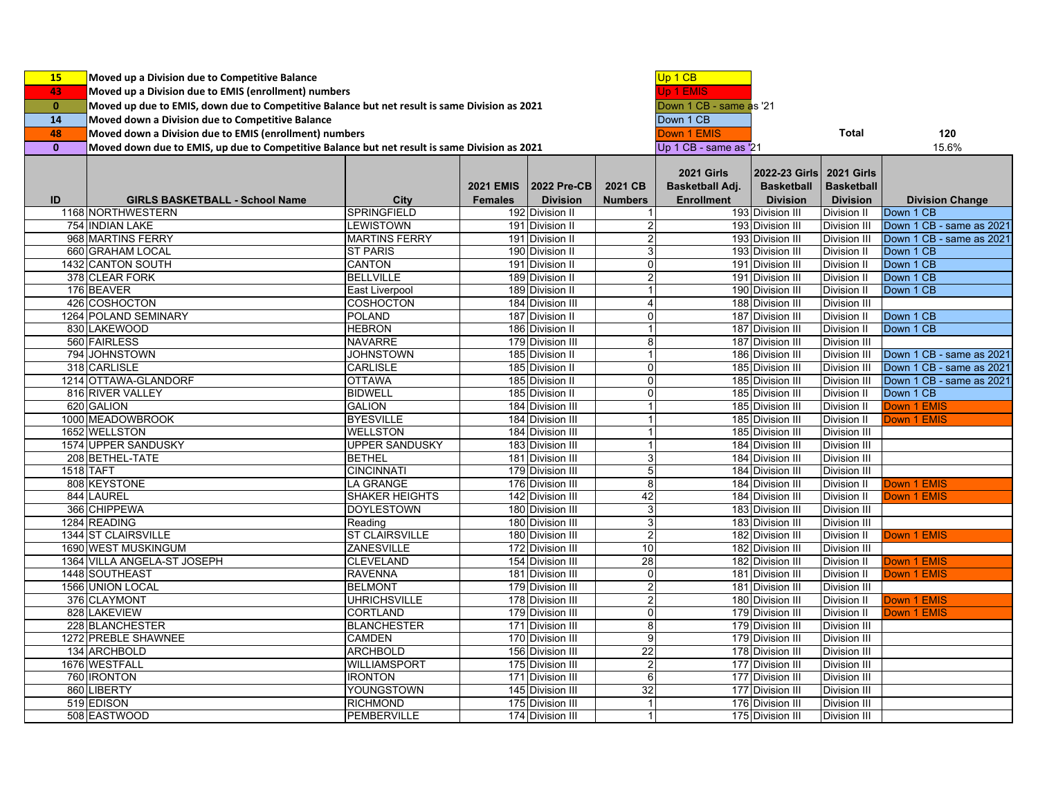| Count | Description | Label |
|---|---|---|
| 15 | Moved up a Division due to Competitive Balance | Up 1 CB |
| 43 | Moved up a Division due to EMIS (enrollment) numbers | Up 1 EMIS |
| 0 | Moved up due to EMIS, down due to Competitive Balance but net result is same Division as 2021 | Down 1 CB - same as '21 |
| 14 | Moved down a Division due to Competitive Balance | Down 1 CB |
| 48 | Moved down a Division due to EMIS (enrollment) numbers | Down 1 EMIS |
| 0 | Moved down due to EMIS, up due to Competitive Balance but net result is same Division as 2021 | Up 1 CB - same as '21 |

**Total:** 120 (15.6%)

| ID | GIRLS BASKETBALL - School Name | City | 2021 EMIS Females | 2022 Pre-CB Division | 2021 CB Numbers | 2021 Girls Basketball Adj. Enrollment | 2022-23 Girls Basketball Division | 2021 Girls Basketball Division | Division Change |
|---|---|---|---|---|---|---|---|---|---|
| 1168 | NORTHWESTERN | SPRINGFIELD | 192 | Division II | 1 | 193 | Division III | Division II | Down 1 CB |
| 754 | INDIAN LAKE | LEWISTOWN | 191 | Division II | 2 | 193 | Division III | Division III | Down 1 CB - same as 2021 |
| 968 | MARTINS FERRY | MARTINS FERRY | 191 | Division II | 2 | 193 | Division III | Division III | Down 1 CB - same as 2021 |
| 660 | GRAHAM LOCAL | ST PARIS | 190 | Division II | 3 | 193 | Division III | Division II | Down 1 CB |
| 1432 | CANTON SOUTH | CANTON | 191 | Division II | 0 | 191 | Division III | Division II | Down 1 CB |
| 378 | CLEAR FORK | BELLVILLE | 189 | Division II | 2 | 191 | Division III | Division II | Down 1 CB |
| 176 | BEAVER | East Liverpool | 189 | Division II | 1 | 190 | Division III | Division II | Down 1 CB |
| 426 | COSHOCTON | COSHOCTON | 184 | Division III | 4 | 188 | Division III | Division III | |
| 1264 | POLAND SEMINARY | POLAND | 187 | Division II | 0 | 187 | Division III | Division II | Down 1 CB |
| 830 | LAKEWOOD | HEBRON | 186 | Division II | 1 | 187 | Division III | Division II | Down 1 CB |
| 560 | FAIRLESS | NAVARRE | 179 | Division III | 8 | 187 | Division III | Division III | |
| 794 | JOHNSTOWN | JOHNSTOWN | 185 | Division II | 1 | 186 | Division III | Division III | Down 1 CB - same as 2021 |
| 318 | CARLISLE | CARLISLE | 185 | Division II | 0 | 185 | Division III | Division III | Down 1 CB - same as 2021 |
| 1214 | OTTAWA-GLANDORF | OTTAWA | 185 | Division II | 0 | 185 | Division III | Division III | Down 1 CB - same as 2021 |
| 816 | RIVER VALLEY | BIDWELL | 185 | Division II | 0 | 185 | Division III | Division II | Down 1 CB |
| 620 | GALION | GALION | 184 | Division III | 1 | 185 | Division III | Division II | Down 1 EMIS |
| 1000 | MEADOWBROOK | BYESVILLE | 184 | Division III | 1 | 185 | Division III | Division II | Down 1 EMIS |
| 1652 | WELLSTON | WELLSTON | 184 | Division III | 1 | 185 | Division III | Division III | |
| 1574 | UPPER SANDUSKY | UPPER SANDUSKY | 183 | Division III | 1 | 184 | Division III | Division III | |
| 208 | BETHEL-TATE | BETHEL | 181 | Division III | 3 | 184 | Division III | Division III | |
| 1518 | TAFT | CINCINNATI | 179 | Division III | 5 | 184 | Division III | Division III | |
| 808 | KEYSTONE | LA GRANGE | 176 | Division III | 8 | 184 | Division III | Division II | Down 1 EMIS |
| 844 | LAUREL | SHAKER HEIGHTS | 142 | Division III | 42 | 184 | Division III | Division II | Down 1 EMIS |
| 366 | CHIPPEWA | DOYLESTOWN | 180 | Division III | 3 | 183 | Division III | Division III | |
| 1284 | READING | Reading | 180 | Division III | 3 | 183 | Division III | Division III | |
| 1344 | ST CLAIRSVILLE | ST CLAIRSVILLE | 180 | Division III | 2 | 182 | Division III | Division II | Down 1 EMIS |
| 1690 | WEST MUSKINGUM | ZANESVILLE | 172 | Division III | 10 | 182 | Division III | Division III | |
| 1364 | VILLA ANGELA-ST JOSEPH | CLEVELAND | 154 | Division III | 28 | 182 | Division III | Division II | Down 1 EMIS |
| 1448 | SOUTHEAST | RAVENNA | 181 | Division III | 0 | 181 | Division III | Division II | Down 1 EMIS |
| 1566 | UNION LOCAL | BELMONT | 179 | Division III | 2 | 181 | Division III | Division III | |
| 376 | CLAYMONT | UHRICHSVILLE | 178 | Division III | 2 | 180 | Division III | Division II | Down 1 EMIS |
| 828 | LAKEVIEW | CORTLAND | 179 | Division III | 0 | 179 | Division III | Division II | Down 1 EMIS |
| 228 | BLANCHESTER | BLANCHESTER | 171 | Division III | 8 | 179 | Division III | Division III | |
| 1272 | PREBLE SHAWNEE | CAMDEN | 170 | Division III | 9 | 179 | Division III | Division III | |
| 134 | ARCHBOLD | ARCHBOLD | 156 | Division III | 22 | 178 | Division III | Division III | |
| 1676 | WESTFALL | WILLIAMSPORT | 175 | Division III | 2 | 177 | Division III | Division III | |
| 760 | IRONTON | IRONTON | 171 | Division III | 6 | 177 | Division III | Division III | |
| 860 | LIBERTY | YOUNGSTOWN | 145 | Division III | 32 | 177 | Division III | Division III | |
| 519 | EDISON | RICHMOND | 175 | Division III | 1 | 176 | Division III | Division III | |
| 508 | EASTWOOD | PEMBERVILLE | 174 | Division III | 1 | 175 | Division III | Division III | |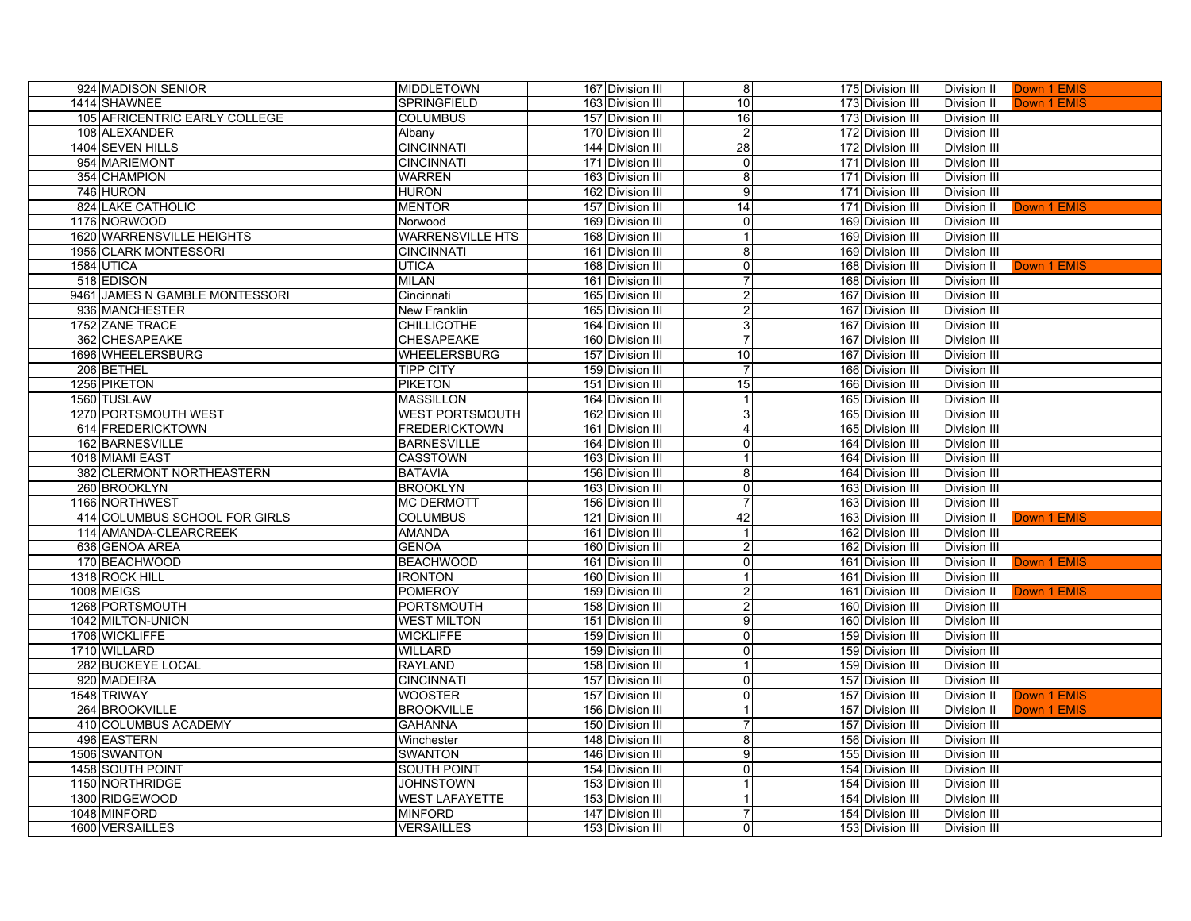| | | | | | | | | |
|---|---|---|---|---|---|---|---|---|
| 924 | MADISON SENIOR | MIDDLETOWN | 167 | Division III | 8 | 175 | Division III | Division II | Down 1 EMIS |
| 1414 | SHAWNEE | SPRINGFIELD | 163 | Division III | 10 | 173 | Division III | Division II | Down 1 EMIS |
| 105 | AFRICENTRIC EARLY COLLEGE | COLUMBUS | 157 | Division III | 16 | 173 | Division III | Division III | |
| 108 | ALEXANDER | Albany | 170 | Division III | 2 | 172 | Division III | Division III | |
| 1404 | SEVEN HILLS | CINCINNATI | 144 | Division III | 28 | 172 | Division III | Division III | |
| 954 | MARIEMONT | CINCINNATI | 171 | Division III | 0 | 171 | Division III | Division III | |
| 354 | CHAMPION | WARREN | 163 | Division III | 8 | 171 | Division III | Division III | |
| 746 | HURON | HURON | 162 | Division III | 9 | 171 | Division III | Division III | |
| 824 | LAKE CATHOLIC | MENTOR | 157 | Division III | 14 | 171 | Division III | Division II | Down 1 EMIS |
| 1176 | NORWOOD | Norwood | 169 | Division III | 0 | 169 | Division III | Division III | |
| 1620 | WARRENSVILLE HEIGHTS | WARRENSVILLE HTS | 168 | Division III | 1 | 169 | Division III | Division III | |
| 1956 | CLARK MONTESSORI | CINCINNATI | 161 | Division III | 8 | 169 | Division III | Division III | |
| 1584 | UTICA | UTICA | 168 | Division III | 0 | 168 | Division III | Division II | Down 1 EMIS |
| 518 | EDISON | MILAN | 161 | Division III | 7 | 168 | Division III | Division III | |
| 9461 | JAMES N GAMBLE MONTESSORI | Cincinnati | 165 | Division III | 2 | 167 | Division III | Division III | |
| 936 | MANCHESTER | New Franklin | 165 | Division III | 2 | 167 | Division III | Division III | |
| 1752 | ZANE TRACE | CHILLICOTHE | 164 | Division III | 3 | 167 | Division III | Division III | |
| 362 | CHESAPEAKE | CHESAPEAKE | 160 | Division III | 7 | 167 | Division III | Division III | |
| 1696 | WHEELERSBURG | WHEELERSBURG | 157 | Division III | 10 | 167 | Division III | Division III | |
| 206 | BETHEL | TIPP CITY | 159 | Division III | 7 | 166 | Division III | Division III | |
| 1256 | PIKETON | PIKETON | 151 | Division III | 15 | 166 | Division III | Division III | |
| 1560 | TUSLAW | MASSILLON | 164 | Division III | 1 | 165 | Division III | Division III | |
| 1270 | PORTSMOUTH WEST | WEST PORTSMOUTH | 162 | Division III | 3 | 165 | Division III | Division III | |
| 614 | FREDERICKTOWN | FREDERICKTOWN | 161 | Division III | 4 | 165 | Division III | Division III | |
| 162 | BARNESVILLE | BARNESVILLE | 164 | Division III | 0 | 164 | Division III | Division III | |
| 1018 | MIAMI EAST | CASSTOWN | 163 | Division III | 1 | 164 | Division III | Division III | |
| 382 | CLERMONT NORTHEASTERN | BATAVIA | 156 | Division III | 8 | 164 | Division III | Division III | |
| 260 | BROOKLYN | BROOKLYN | 163 | Division III | 0 | 163 | Division III | Division III | |
| 1166 | NORTHWEST | MC DERMOTT | 156 | Division III | 7 | 163 | Division III | Division III | |
| 414 | COLUMBUS SCHOOL FOR GIRLS | COLUMBUS | 121 | Division III | 42 | 163 | Division III | Division II | Down 1 EMIS |
| 114 | AMANDA-CLEARCREEK | AMANDA | 161 | Division III | 1 | 162 | Division III | Division III | |
| 636 | GENOA AREA | GENOA | 160 | Division III | 2 | 162 | Division III | Division III | |
| 170 | BEACHWOOD | BEACHWOOD | 161 | Division III | 0 | 161 | Division III | Division II | Down 1 EMIS |
| 1318 | ROCK HILL | IRONTON | 160 | Division III | 1 | 161 | Division III | Division III | |
| 1008 | MEIGS | POMEROY | 159 | Division III | 2 | 161 | Division III | Division II | Down 1 EMIS |
| 1268 | PORTSMOUTH | PORTSMOUTH | 158 | Division III | 2 | 160 | Division III | Division III | |
| 1042 | MILTON-UNION | WEST MILTON | 151 | Division III | 9 | 160 | Division III | Division III | |
| 1706 | WICKLIFFE | WICKLIFFE | 159 | Division III | 0 | 159 | Division III | Division III | |
| 1710 | WILLARD | WILLARD | 159 | Division III | 0 | 159 | Division III | Division III | |
| 282 | BUCKEYE LOCAL | RAYLAND | 158 | Division III | 1 | 159 | Division III | Division III | |
| 920 | MADEIRA | CINCINNATI | 157 | Division III | 0 | 157 | Division III | Division III | |
| 1548 | TRIWAY | WOOSTER | 157 | Division III | 0 | 157 | Division III | Division II | Down 1 EMIS |
| 264 | BROOKVILLE | BROOKVILLE | 156 | Division III | 1 | 157 | Division III | Division II | Down 1 EMIS |
| 410 | COLUMBUS ACADEMY | GAHANNA | 150 | Division III | 7 | 157 | Division III | Division III | |
| 496 | EASTERN | Winchester | 148 | Division III | 8 | 156 | Division III | Division III | |
| 1506 | SWANTON | SWANTON | 146 | Division III | 9 | 155 | Division III | Division III | |
| 1458 | SOUTH POINT | SOUTH POINT | 154 | Division III | 0 | 154 | Division III | Division III | |
| 1150 | NORTHRIDGE | JOHNSTOWN | 153 | Division III | 1 | 154 | Division III | Division III | |
| 1300 | RIDGEWOOD | WEST LAFAYETTE | 153 | Division III | 1 | 154 | Division III | Division III | |
| 1048 | MINFORD | MINFORD | 147 | Division III | 7 | 154 | Division III | Division III | |
| 1600 | VERSAILLES | VERSAILLES | 153 | Division III | 0 | 153 | Division III | Division III | |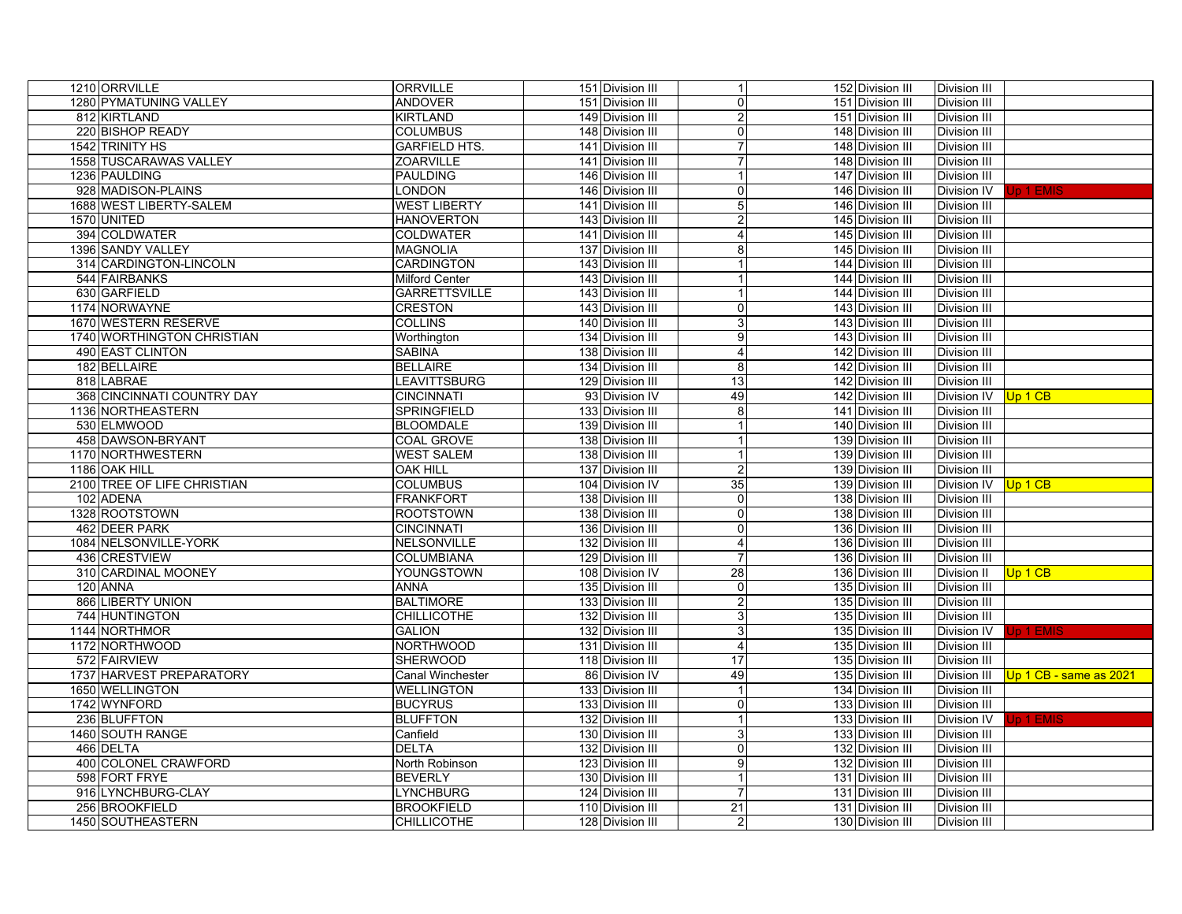| | | | | | | | | | |
|---|---|---|---|---|---|---|---|---|---|
| 1210 | ORRVILLE | ORRVILLE | 151 | Division III | 1 | 152 | Division III | Division III | |
| 1280 | PYMATUNING VALLEY | ANDOVER | 151 | Division III | 0 | 151 | Division III | Division III | |
| 812 | KIRTLAND | KIRTLAND | 149 | Division III | 2 | 151 | Division III | Division III | |
| 220 | BISHOP READY | COLUMBUS | 148 | Division III | 0 | 148 | Division III | Division III | |
| 1542 | TRINITY HS | GARFIELD HTS. | 141 | Division III | 7 | 148 | Division III | Division III | |
| 1558 | TUSCARAWAS VALLEY | ZOARVILLE | 141 | Division III | 7 | 148 | Division III | Division III | |
| 1236 | PAULDING | PAULDING | 146 | Division III | 1 | 147 | Division III | Division III | |
| 928 | MADISON-PLAINS | LONDON | 146 | Division III | 0 | 146 | Division III | Division IV | Up 1 EMIS |
| 1688 | WEST LIBERTY-SALEM | WEST LIBERTY | 141 | Division III | 5 | 146 | Division III | Division III | |
| 1570 | UNITED | HANOVERTON | 143 | Division III | 2 | 145 | Division III | Division III | |
| 394 | COLDWATER | COLDWATER | 141 | Division III | 4 | 145 | Division III | Division III | |
| 1396 | SANDY VALLEY | MAGNOLIA | 137 | Division III | 8 | 145 | Division III | Division III | |
| 314 | CARDINGTON-LINCOLN | CARDINGTON | 143 | Division III | 1 | 144 | Division III | Division III | |
| 544 | FAIRBANKS | Milford Center | 143 | Division III | 1 | 144 | Division III | Division III | |
| 630 | GARFIELD | GARRETTSVILLE | 143 | Division III | 1 | 144 | Division III | Division III | |
| 1174 | NORWAYNE | CRESTON | 143 | Division III | 0 | 143 | Division III | Division III | |
| 1670 | WESTERN RESERVE | COLLINS | 140 | Division III | 3 | 143 | Division III | Division III | |
| 1740 | WORTHINGTON CHRISTIAN | Worthington | 134 | Division III | 9 | 143 | Division III | Division III | |
| 490 | EAST CLINTON | SABINA | 138 | Division III | 4 | 142 | Division III | Division III | |
| 182 | BELLAIRE | BELLAIRE | 134 | Division III | 8 | 142 | Division III | Division III | |
| 818 | LABRAE | LEAVITTSBURG | 129 | Division III | 13 | 142 | Division III | Division III | |
| 368 | CINCINNATI COUNTRY DAY | CINCINNATI | 93 | Division IV | 49 | 142 | Division III | Division IV | Up 1 CB |
| 1136 | NORTHEASTERN | SPRINGFIELD | 133 | Division III | 8 | 141 | Division III | Division III | |
| 530 | ELMWOOD | BLOOMDALE | 139 | Division III | 1 | 140 | Division III | Division III | |
| 458 | DAWSON-BRYANT | COAL GROVE | 138 | Division III | 1 | 139 | Division III | Division III | |
| 1170 | NORTHWESTERN | WEST SALEM | 138 | Division III | 1 | 139 | Division III | Division III | |
| 1186 | OAK HILL | OAK HILL | 137 | Division III | 2 | 139 | Division III | Division III | |
| 2100 | TREE OF LIFE CHRISTIAN | COLUMBUS | 104 | Division IV | 35 | 139 | Division III | Division IV | Up 1 CB |
| 102 | ADENA | FRANKFORT | 138 | Division III | 0 | 138 | Division III | Division III | |
| 1328 | ROOTSTOWN | ROOTSTOWN | 138 | Division III | 0 | 138 | Division III | Division III | |
| 462 | DEER PARK | CINCINNATI | 136 | Division III | 0 | 136 | Division III | Division III | |
| 1084 | NELSONVILLE-YORK | NELSONVILLE | 132 | Division III | 4 | 136 | Division III | Division III | |
| 436 | CRESTVIEW | COLUMBIANA | 129 | Division III | 7 | 136 | Division III | Division III | |
| 310 | CARDINAL MOONEY | YOUNGSTOWN | 108 | Division IV | 28 | 136 | Division III | Division II | Up 1 CB |
| 120 | ANNA | ANNA | 135 | Division III | 0 | 135 | Division III | Division III | |
| 866 | LIBERTY UNION | BALTIMORE | 133 | Division III | 2 | 135 | Division III | Division III | |
| 744 | HUNTINGTON | CHILLICOTHE | 132 | Division III | 3 | 135 | Division III | Division III | |
| 1144 | NORTHMOR | GALION | 132 | Division III | 3 | 135 | Division III | Division IV | Up 1 EMIS |
| 1172 | NORTHWOOD | NORTHWOOD | 131 | Division III | 4 | 135 | Division III | Division III | |
| 572 | FAIRVIEW | SHERWOOD | 118 | Division III | 17 | 135 | Division III | Division III | |
| 1737 | HARVEST PREPARATORY | Canal Winchester | 86 | Division IV | 49 | 135 | Division III | Division III | Up 1 CB - same as 2021 |
| 1650 | WELLINGTON | WELLINGTON | 133 | Division III | 1 | 134 | Division III | Division III | |
| 1742 | WYNFORD | BUCYRUS | 133 | Division III | 0 | 133 | Division III | Division III | |
| 236 | BLUFFTON | BLUFFTON | 132 | Division III | 1 | 133 | Division III | Division IV | Up 1 EMIS |
| 1460 | SOUTH RANGE | Canfield | 130 | Division III | 3 | 133 | Division III | Division III | |
| 466 | DELTA | DELTA | 132 | Division III | 0 | 132 | Division III | Division III | |
| 400 | COLONEL CRAWFORD | North Robinson | 123 | Division III | 9 | 132 | Division III | Division III | |
| 598 | FORT FRYE | BEVERLY | 130 | Division III | 1 | 131 | Division III | Division III | |
| 916 | LYNCHBURG-CLAY | LYNCHBURG | 124 | Division III | 7 | 131 | Division III | Division III | |
| 256 | BROOKFIELD | BROOKFIELD | 110 | Division III | 21 | 131 | Division III | Division III | |
| 1450 | SOUTHEASTERN | CHILLICOTHE | 128 | Division III | 2 | 130 | Division III | Division III | |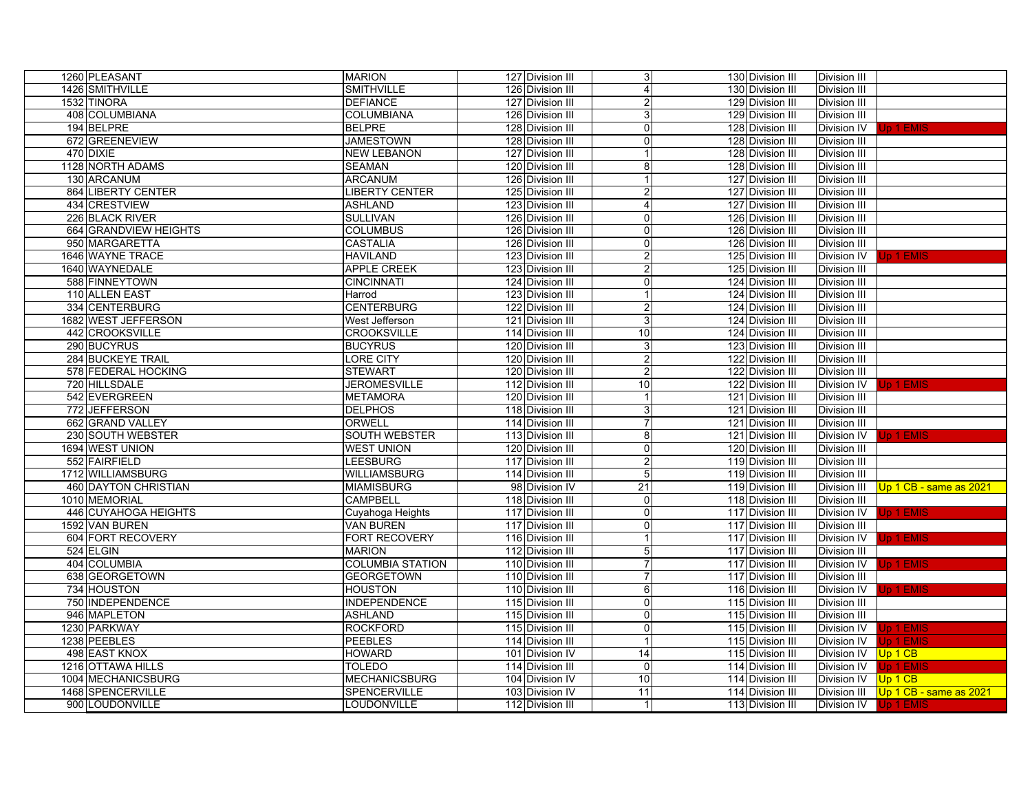| | | | | | | | | | | |
|---|---|---|---|---|---|---|---|---|---|---|
| 1260 | PLEASANT | MARION | 127 | Division III | 3 | 130 | Division III | Division III | |
| 1426 | SMITHVILLE | SMITHVILLE | 126 | Division III | 4 | 130 | Division III | Division III | |
| 1532 | TINORA | DEFIANCE | 127 | Division III | 2 | 129 | Division III | Division III | |
| 408 | COLUMBIANA | COLUMBIANA | 126 | Division III | 3 | 129 | Division III | Division III | |
| 194 | BELPRE | BELPRE | 128 | Division III | 0 | 128 | Division III | Division IV | Up 1 EMIS |
| 672 | GREENEVIEW | JAMESTOWN | 128 | Division III | 0 | 128 | Division III | Division III | |
| 470 | DIXIE | NEW LEBANON | 127 | Division III | 1 | 128 | Division III | Division III | |
| 1128 | NORTH ADAMS | SEAMAN | 120 | Division III | 8 | 128 | Division III | Division III | |
| 130 | ARCANUM | ARCANUM | 126 | Division III | 1 | 127 | Division III | Division III | |
| 864 | LIBERTY CENTER | LIBERTY CENTER | 125 | Division III | 2 | 127 | Division III | Division III | |
| 434 | CRESTVIEW | ASHLAND | 123 | Division III | 4 | 127 | Division III | Division III | |
| 226 | BLACK RIVER | SULLIVAN | 126 | Division III | 0 | 126 | Division III | Division III | |
| 664 | GRANDVIEW HEIGHTS | COLUMBUS | 126 | Division III | 0 | 126 | Division III | Division III | |
| 950 | MARGARETTA | CASTALIA | 126 | Division III | 0 | 126 | Division III | Division III | |
| 1646 | WAYNE TRACE | HAVILAND | 123 | Division III | 2 | 125 | Division III | Division IV | Up 1 EMIS |
| 1640 | WAYNEDALE | APPLE CREEK | 123 | Division III | 2 | 125 | Division III | Division III | |
| 588 | FINNEYTOWN | CINCINNATI | 124 | Division III | 0 | 124 | Division III | Division III | |
| 110 | ALLEN EAST | Harrod | 123 | Division III | 1 | 124 | Division III | Division III | |
| 334 | CENTERBURG | CENTERBURG | 122 | Division III | 2 | 124 | Division III | Division III | |
| 1682 | WEST JEFFERSON | West Jefferson | 121 | Division III | 3 | 124 | Division III | Division III | |
| 442 | CROOKSVILLE | CROOKSVILLE | 114 | Division III | 10 | 124 | Division III | Division III | |
| 290 | BUCYRUS | BUCYRUS | 120 | Division III | 3 | 123 | Division III | Division III | |
| 284 | BUCKEYE TRAIL | LORE CITY | 120 | Division III | 2 | 122 | Division III | Division III | |
| 578 | FEDERAL HOCKING | STEWART | 120 | Division III | 2 | 122 | Division III | Division III | |
| 720 | HILLSDALE | JEROMESVILLE | 112 | Division III | 10 | 122 | Division III | Division IV | Up 1 EMIS |
| 542 | EVERGREEN | METAMORA | 120 | Division III | 1 | 121 | Division III | Division III | |
| 772 | JEFFERSON | DELPHOS | 118 | Division III | 3 | 121 | Division III | Division III | |
| 662 | GRAND VALLEY | ORWELL | 114 | Division III | 7 | 121 | Division III | Division III | |
| 230 | SOUTH WEBSTER | SOUTH WEBSTER | 113 | Division III | 8 | 121 | Division III | Division IV | Up 1 EMIS |
| 1694 | WEST UNION | WEST UNION | 120 | Division III | 0 | 120 | Division III | Division III | |
| 552 | FAIRFIELD | LEESBURG | 117 | Division III | 2 | 119 | Division III | Division III | |
| 1712 | WILLIAMSBURG | WILLIAMSBURG | 114 | Division III | 5 | 119 | Division III | Division III | |
| 460 | DAYTON CHRISTIAN | MIAMISBURG | 98 | Division IV | 21 | 119 | Division III | Division III | Up 1 CB - same as 2021 |
| 1010 | MEMORIAL | CAMPBELL | 118 | Division III | 0 | 118 | Division III | Division III | |
| 446 | CUYAHOGA HEIGHTS | Cuyahoga Heights | 117 | Division III | 0 | 117 | Division III | Division IV | Up 1 EMIS |
| 1592 | VAN BUREN | VAN BUREN | 117 | Division III | 0 | 117 | Division III | Division III | |
| 604 | FORT RECOVERY | FORT RECOVERY | 116 | Division III | 1 | 117 | Division III | Division IV | Up 1 EMIS |
| 524 | ELGIN | MARION | 112 | Division III | 5 | 117 | Division III | Division III | |
| 404 | COLUMBIA | COLUMBIA STATION | 110 | Division III | 7 | 117 | Division III | Division IV | Up 1 EMIS |
| 638 | GEORGETOWN | GEORGETOWN | 110 | Division III | 7 | 117 | Division III | Division III | |
| 734 | HOUSTON | HOUSTON | 110 | Division III | 6 | 116 | Division III | Division IV | Up 1 EMIS |
| 750 | INDEPENDENCE | INDEPENDENCE | 115 | Division III | 0 | 115 | Division III | Division III | |
| 946 | MAPLETON | ASHLAND | 115 | Division III | 0 | 115 | Division III | Division III | |
| 1230 | PARKWAY | ROCKFORD | 115 | Division III | 0 | 115 | Division III | Division IV | Up 1 EMIS |
| 1238 | PEEBLES | PEEBLES | 114 | Division III | 1 | 115 | Division III | Division IV | Up 1 EMIS |
| 498 | EAST KNOX | HOWARD | 101 | Division IV | 14 | 115 | Division III | Division IV | Up 1 CB |
| 1216 | OTTAWA HILLS | TOLEDO | 114 | Division III | 0 | 114 | Division III | Division IV | Up 1 EMIS |
| 1004 | MECHANICSBURG | MECHANICSBURG | 104 | Division IV | 10 | 114 | Division III | Division IV | Up 1 CB |
| 1468 | SPENCERVILLE | SPENCERVILLE | 103 | Division IV | 11 | 114 | Division III | Division III | Up 1 CB - same as 2021 |
| 900 | LOUDONVILLE | LOUDONVILLE | 112 | Division III | 1 | 113 | Division III | Division IV | Up 1 EMIS |